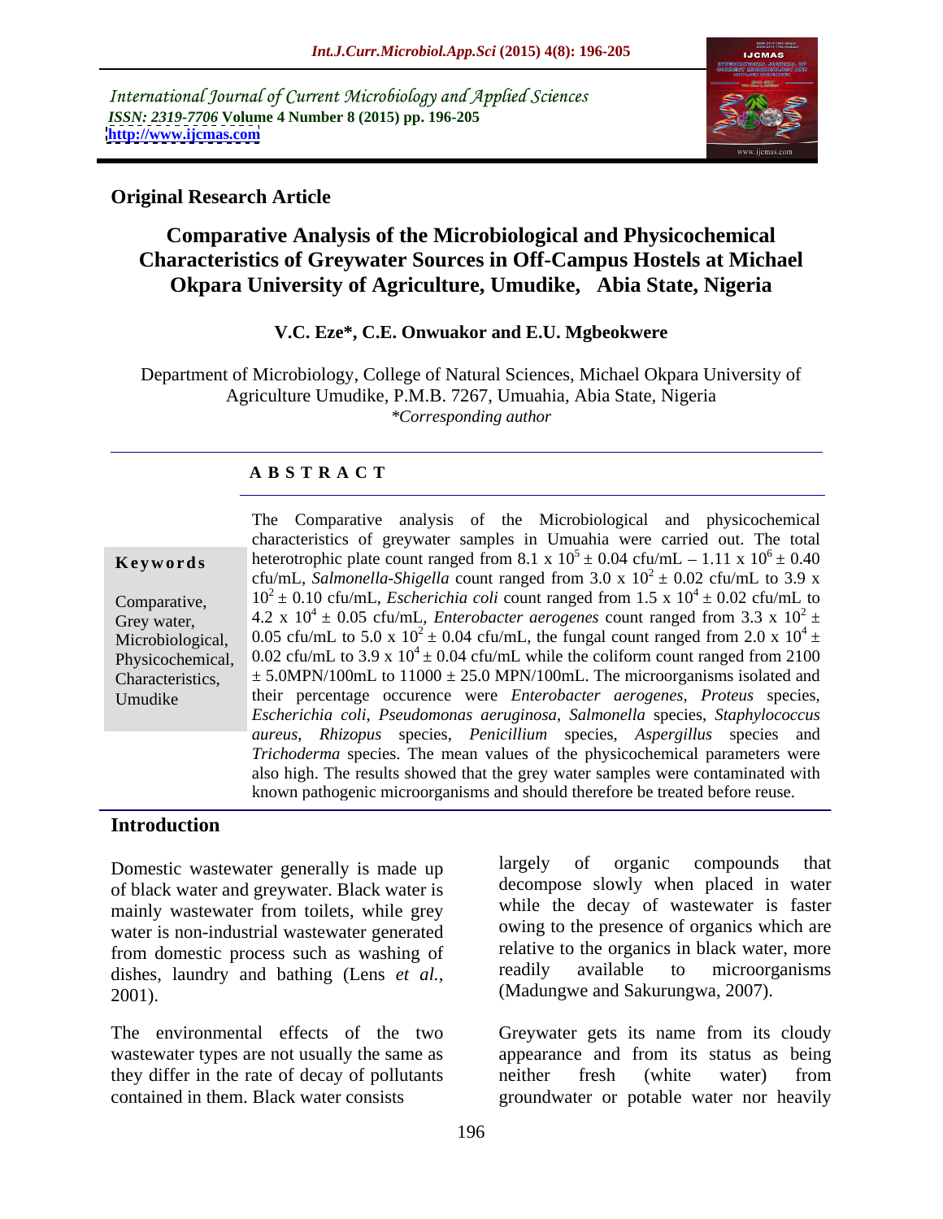International Journal of Current Microbiology and Applied Sciences
*ISSN: 2319-7706* **Volume 4 Number 8 (2015) pp. 196-205**
**http://www.ijcmas.com**

**Original Research Article**

# Comparative Analysis of the Microbiological and Physicochemical Characteristics of Greywater Sources in Off-Campus Hostels at Michael Okpara University of Agriculture, Umudike, Abia State, Nigeria

**V.C. Eze\*, C.E. Onwuakor and E.U. Mgbeokwere**

Department of Microbiology, College of Natural Sciences, Michael Okpara University of Agriculture Umudike, P.M.B. 7267, Umuahia, Abia State, Nigeria
*\*Corresponding author*

## ABSTRACT

**Keywords**

Comparative, Grey water, Microbiological, Physicochemical, Characteristics, Umudike

The Comparative analysis of the Microbiological and physicochemical characteristics of greywater samples in Umuahia were carried out. The total heterotrophic plate count ranged from $8.1 \times 10^5 \pm 0.04$ cfu/mL – $1.11 \times 10^6 \pm 0.40$ cfu/mL, *Salmonella-Shigella* count ranged from $3.0 \times 10^2 \pm 0.02$ cfu/mL to $3.9 \times 10^2 \pm 0.10$ cfu/mL, *Escherichia coli* count ranged from $1.5 \times 10^4 \pm 0.02$ cfu/mL to $4.2 \times 10^4 \pm 0.05$ cfu/mL, *Enterobacter aerogenes* count ranged from $3.3 \times 10^2 \pm 0.05$ cfu/mL to $5.0 \times 10^2 \pm 0.04$ cfu/mL, the fungal count ranged from $2.0 \times 10^4 \pm 0.02$ cfu/mL to $3.9 \times 10^4 \pm 0.04$ cfu/mL while the coliform count ranged from $2100 \pm 5.0$MPN/100mL to $11000 \pm 25.0$ MPN/100mL. The microorganisms isolated and their percentage occurence were *Enterobacter aerogenes*, *Proteus* species, *Escherichia coli*, *Pseudomonas aeruginosa*, *Salmonella* species, *Staphylococcus aureus*, *Rhizopus* species, *Penicillium* species, *Aspergillus* species and *Trichoderma* species. The mean values of the physicochemical parameters were also high. The results showed that the grey water samples were contaminated with known pathogenic microorganisms and should therefore be treated before reuse.

## Introduction

Domestic wastewater generally is made up of black water and greywater. Black water is mainly wastewater from toilets, while grey water is non-industrial wastewater generated from domestic process such as washing of dishes, laundry and bathing (Lens *et al.*, 2001).

The environmental effects of the two wastewater types are not usually the same as they differ in the rate of decay of pollutants contained in them. Black water consists largely of organic compounds that decompose slowly when placed in water while the decay of wastewater is faster owing to the presence of organics which are relative to the organics in black water, more readily available to microorganisms (Madungwe and Sakurungwa, 2007).

Greywater gets its name from its cloudy appearance and from its status as being neither fresh (white water) from groundwater or potable water nor heavily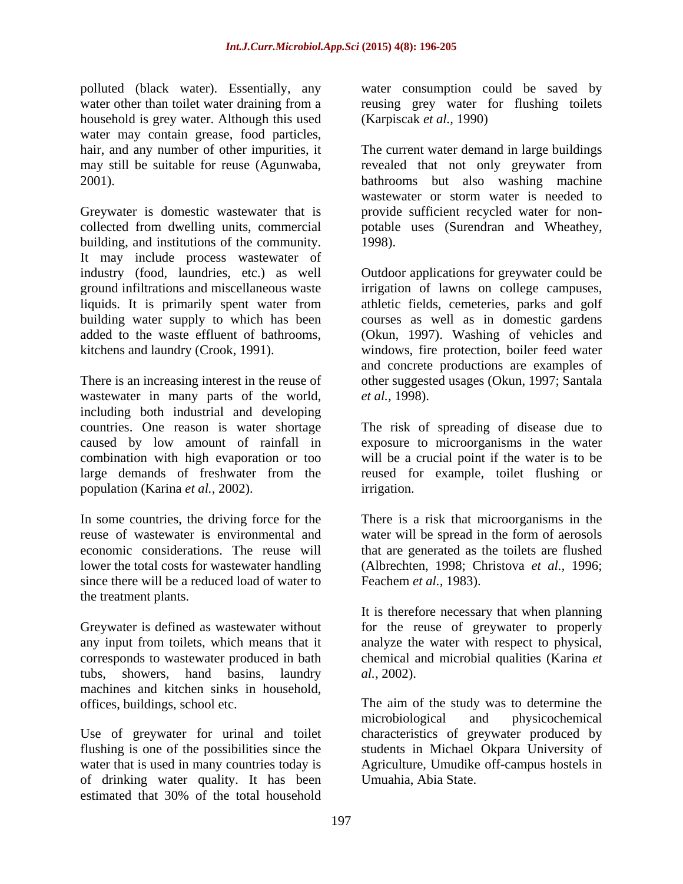polluted (black water). Essentially, any water other than toilet water draining from a household is grey water. Although this used water may contain grease, food particles, hair, and any number of other impurities, it may still be suitable for reuse (Agunwaba, 2001).

Greywater is domestic wastewater that is collected from dwelling units, commercial building, and institutions of the community. It may include process wastewater of industry (food, laundries, etc.) as well ground infiltrations and miscellaneous waste liquids. It is primarily spent water from building water supply to which has been added to the waste effluent of bathrooms, kitchens and laundry (Crook, 1991).

There is an increasing interest in the reuse of wastewater in many parts of the world, including both industrial and developing countries. One reason is water shortage caused by low amount of rainfall in combination with high evaporation or too large demands of freshwater from the population (Karina *et al.,* 2002).

In some countries, the driving force for the reuse of wastewater is environmental and economic considerations. The reuse will lower the total costs for wastewater handling since there will be a reduced load of water to the treatment plants.

Greywater is defined as wastewater without any input from toilets, which means that it corresponds to wastewater produced in bath tubs, showers, hand basins, laundry machines and kitchen sinks in household, offices, buildings, school etc.

Use of greywater for urinal and toilet flushing is one of the possibilities since the water that is used in many countries today is of drinking water quality. It has been estimated that 30% of the total household water consumption could be saved by reusing grey water for flushing toilets (Karpiscak *et al.,* 1990)

The current water demand in large buildings revealed that not only greywater from bathrooms but also washing machine wastewater or storm water is needed to provide sufficient recycled water for non-potable uses (Surendran and Wheathey, 1998).

Outdoor applications for greywater could be irrigation of lawns on college campuses, athletic fields, cemeteries, parks and golf courses as well as in domestic gardens (Okun, 1997). Washing of vehicles and windows, fire protection, boiler feed water and concrete productions are examples of other suggested usages (Okun, 1997; Santala *et al.,* 1998).

The risk of spreading of disease due to exposure to microorganisms in the water will be a crucial point if the water is to be reused for example, toilet flushing or irrigation.

There is a risk that microorganisms in the water will be spread in the form of aerosols that are generated as the toilets are flushed (Albrechten, 1998; Christova *et al.,* 1996; Feachem *et al.,* 1983).

It is therefore necessary that when planning for the reuse of greywater to properly analyze the water with respect to physical, chemical and microbial qualities (Karina *et al.,* 2002).

The aim of the study was to determine the microbiological and physicochemical characteristics of greywater produced by students in Michael Okpara University of Agriculture, Umudike off-campus hostels in Umuahia, Abia State.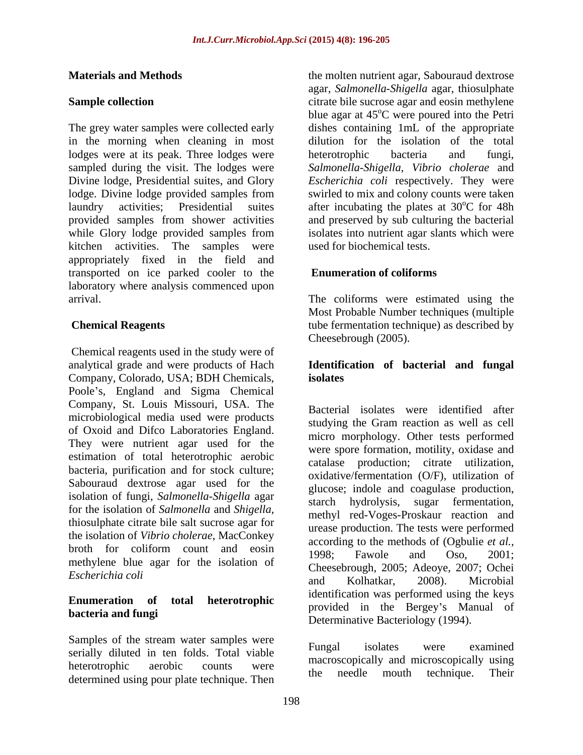## Materials and Methods

### Sample collection

The grey water samples were collected early in the morning when cleaning in most lodges were at its peak. Three lodges were sampled during the visit. The lodges were Divine lodge, Presidential suites, and Glory lodge. Divine lodge provided samples from laundry activities; Presidential suites provided samples from shower activities while Glory lodge provided samples from kitchen activities. The samples were appropriately fixed in the field and transported on ice parked cooler to the laboratory where analysis commenced upon arrival.

### Chemical Reagents

Chemical reagents used in the study were of analytical grade and were products of Hach Company, Colorado, USA; BDH Chemicals, Poole's, England and Sigma Chemical Company, St. Louis Missouri, USA. The microbiological media used were products of Oxoid and Difco Laboratories England. They were nutrient agar used for the estimation of total heterotrophic aerobic bacteria, purification and for stock culture; Sabouraud dextrose agar used for the isolation of fungi, *Salmonella-Shigella* agar for the isolation of *Salmonella* and *Shigella*, thiosulphate citrate bile salt sucrose agar for the isolation of *Vibrio cholerae*, MacConkey broth for coliform count and eosin methylene blue agar for the isolation of *Escherichia coli*

### Enumeration of total heterotrophic bacteria and fungi

Samples of the stream water samples were serially diluted in ten folds. Total viable heterotrophic aerobic counts were determined using pour plate technique. Then the molten nutrient agar, Sabouraud dextrose agar, *Salmonella-Shigella* agar, thiosulphate citrate bile sucrose agar and eosin methylene blue agar at 45$^{o}$C were poured into the Petri dishes containing 1mL of the appropriate dilution for the isolation of the total heterotrophic bacteria and fungi, *Salmonella-Shigella, Vibrio cholerae* and *Escherichia coli* respectively. They were swirled to mix and colony counts were taken after incubating the plates at 30$^{o}$C for 48h and preserved by sub culturing the bacterial isolates into nutrient agar slants which were used for biochemical tests.

### Enumeration of coliforms

The coliforms were estimated using the Most Probable Number techniques (multiple tube fermentation technique) as described by Cheesebrough (2005).

### Identification of bacterial and fungal isolates

Bacterial isolates were identified after studying the Gram reaction as well as cell micro morphology. Other tests performed were spore formation, motility, oxidase and catalase production; citrate utilization, oxidative/fermentation (O/F), utilization of glucose; indole and coagulase production, starch hydrolysis, sugar fermentation, methyl red-Voges-Proskaur reaction and urease production. The tests were performed according to the methods of (Ogbulie *et al.*, 1998; Fawole and Oso, 2001; Cheesebrough, 2005; Adeoye, 2007; Ochei and Kolhatkar, 2008). Microbial identification was performed using the keys provided in the Bergey's Manual of Determinative Bacteriology (1994).

Fungal isolates were examined macroscopically and microscopically using the needle mouth technique. Their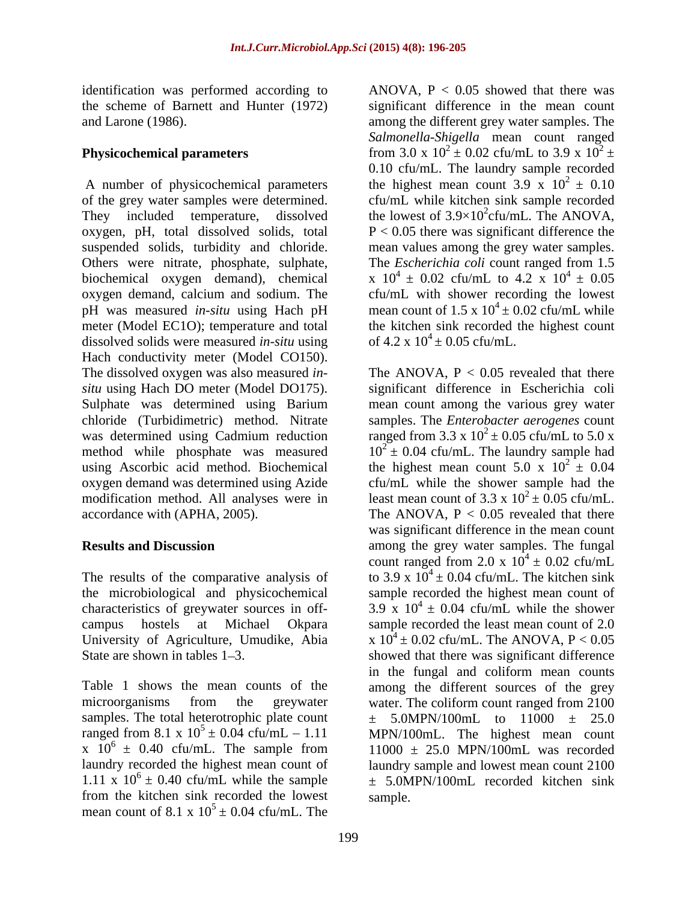identification was performed according to the scheme of Barnett and Hunter (1972) and Larone (1986).

## Physicochemical parameters

A number of physicochemical parameters of the grey water samples were determined. They included temperature, dissolved oxygen, pH, total dissolved solids, total suspended solids, turbidity and chloride. Others were nitrate, phosphate, sulphate, biochemical oxygen demand), chemical oxygen demand, calcium and sodium. The pH was measured *in-situ* using Hach pH meter (Model EC1O); temperature and total dissolved solids were measured *in-situ* using Hach conductivity meter (Model CO150). The dissolved oxygen was also measured *in-situ* using Hach DO meter (Model DO175). Sulphate was determined using Barium chloride (Turbidimetric) method. Nitrate was determined using Cadmium reduction method while phosphate was measured using Ascorbic acid method. Biochemical oxygen demand was determined using Azide modification method. All analyses were in accordance with (APHA, 2005).

## Results and Discussion

The results of the comparative analysis of the microbiological and physicochemical characteristics of greywater sources in off-campus hostels at Michael Okpara University of Agriculture, Umudike, Abia State are shown in tables 1–3.

Table 1 shows the mean counts of the microorganisms from the greywater samples. The total heterotrophic plate count ranged from $8.1 \times 10^5 \pm 0.04$ cfu/mL – $1.11 \times 10^6 \pm 0.40$ cfu/mL. The sample from laundry recorded the highest mean count of $1.11 \times 10^6 \pm 0.40$ cfu/mL while the sample from the kitchen sink recorded the lowest mean count of $8.1 \times 10^5 \pm 0.04$ cfu/mL. The ANOVA, $P < 0.05$ showed that there was significant difference in the mean count among the different grey water samples. The *Salmonella-Shigella* mean count ranged from $3.0 \times 10^2 \pm 0.02$ cfu/mL to $3.9 \times 10^2 \pm 0.10$ cfu/mL. The laundry sample recorded the highest mean count $3.9 \times 10^2 \pm 0.10$ cfu/mL while kitchen sink sample recorded the lowest of $3.9 \times 10^2$cfu/mL. The ANOVA, $P < 0.05$ there was significant difference the mean values among the grey water samples. The *Escherichia coli* count ranged from $1.5 \times 10^4 \pm 0.02$ cfu/mL to $4.2 \times 10^4 \pm 0.05$ cfu/mL with shower recording the lowest mean count of $1.5 \times 10^4 \pm 0.02$ cfu/mL while the kitchen sink recorded the highest count of $4.2 \times 10^4 \pm 0.05$ cfu/mL.

The ANOVA, $P < 0.05$ revealed that there significant difference in Escherichia coli mean count among the various grey water samples. The *Enterobacter aerogenes* count ranged from $3.3 \times 10^2 \pm 0.05$ cfu/mL to $5.0 \times 10^2 \pm 0.04$ cfu/mL. The laundry sample had the highest mean count $5.0 \times 10^2 \pm 0.04$ cfu/mL while the shower sample had the least mean count of $3.3 \times 10^2 \pm 0.05$ cfu/mL. The ANOVA, $P < 0.05$ revealed that there was significant difference in the mean count among the grey water samples. The fungal count ranged from $2.0 \times 10^4 \pm 0.02$ cfu/mL to $3.9 \times 10^4 \pm 0.04$ cfu/mL. The kitchen sink sample recorded the highest mean count of $3.9 \times 10^4 \pm 0.04$ cfu/mL while the shower sample recorded the least mean count of $2.0 \times 10^4 \pm 0.02$ cfu/mL. The ANOVA, $P < 0.05$ showed that there was significant difference in the fungal and coliform mean counts among the different sources of the grey water. The coliform count ranged from 2100 $\pm$ 5.0MPN/100mL to 11000 $\pm$ 25.0 MPN/100mL. The highest mean count 11000 $\pm$ 25.0 MPN/100mL was recorded laundry sample and lowest mean count 2100 $\pm$ 5.0MPN/100mL recorded kitchen sink sample.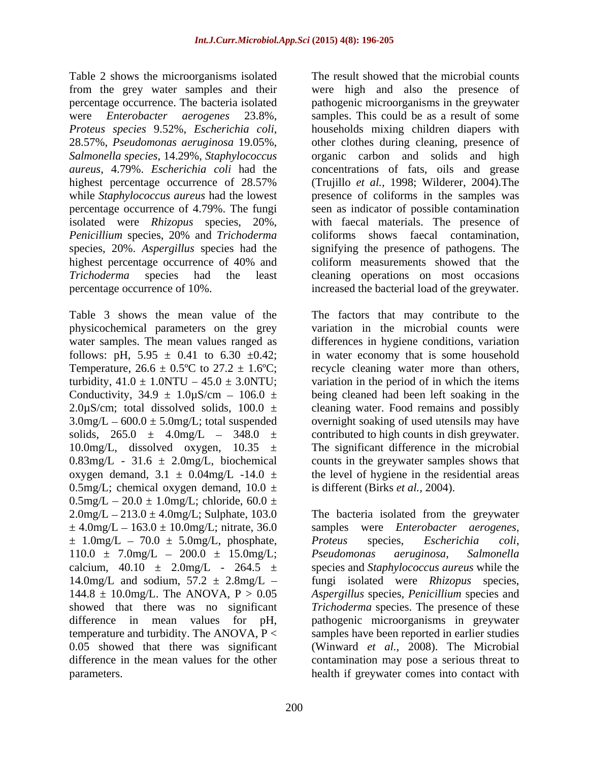Table 2 shows the microorganisms isolated from the grey water samples and their percentage occurrence. The bacteria isolated were *Enterobacter aerogenes* 23.8%, *Proteus species* 9.52%, *Escherichia coli*, 28.57%, *Pseudomonas aeruginosa* 19.05%, *Salmonella species*, 14.29%, *Staphylococcus aureus*, 4.79%. *Escherichia coli* had the highest percentage occurrence of 28.57% while *Staphylococcus aureus* had the lowest percentage occurrence of 4.79%. The fungi isolated were *Rhizopus* species, 20%, *Penicillium* species, 20% and *Trichoderma* species, 20%. *Aspergillus* species had the highest percentage occurrence of 40% and *Trichoderma* species had the least percentage occurrence of 10%.

Table 3 shows the mean value of the physicochemical parameters on the grey water samples. The mean values ranged as follows: pH, 5.95 ± 0.41 to 6.30 ±0.42; Temperature, 26.6 ± 0.5ºC to 27.2 ± 1.6ºC; turbidity, 41.0 ± 1.0NTU – 45.0 ± 3.0NTU; Conductivity, 34.9 ± 1.0µS/cm – 106.0 ± 2.0µS/cm; total dissolved solids, 100.0 ± 3.0mg/L – 600.0 ± 5.0mg/L; total suspended solids, 265.0 ± 4.0mg/L – 348.0 ± 10.0mg/L, dissolved oxygen, 10.35 ± 0.83mg/L - 31.6 ± 2.0mg/L, biochemical oxygen demand, 3.1 ± 0.04mg/L -14.0 ± 0.5mg/L; chemical oxygen demand, 10.0 ± 0.5mg/L – 20.0 ± 1.0mg/L; chloride, 60.0 ± 2.0mg/L – 213.0 ± 4.0mg/L; Sulphate, 103.0 ± 4.0mg/L – 163.0 ± 10.0mg/L; nitrate, 36.0 ± 1.0mg/L – 70.0 ± 5.0mg/L, phosphate, 110.0 ± 7.0mg/L – 200.0 ± 15.0mg/L; calcium, 40.10 ± 2.0mg/L - 264.5 ± 14.0mg/L and sodium, 57.2 ± 2.8mg/L – 144.8 ± 10.0mg/L. The ANOVA, $P > 0.05$ showed that there was no significant difference in mean values for pH, temperature and turbidity. The ANOVA, $P < 0.05$ showed that there was significant difference in the mean values for the other parameters.

The result showed that the microbial counts were high and also the presence of pathogenic microorganisms in the greywater samples. This could be as a result of some households mixing children diapers with other clothes during cleaning, presence of organic carbon and solids and high concentrations of fats, oils and grease (Trujillo *et al.*, 1998; Wilderer, 2004).The presence of coliforms in the samples was seen as indicator of possible contamination with faecal materials. The presence of coliforms shows faecal contamination, signifying the presence of pathogens. The coliform measurements showed that the cleaning operations on most occasions increased the bacterial load of the greywater.

The factors that may contribute to the variation in the microbial counts were differences in hygiene conditions, variation in water economy that is some household recycle cleaning water more than others, variation in the period of in which the items being cleaned had been left soaking in the cleaning water. Food remains and possibly overnight soaking of used utensils may have contributed to high counts in dish greywater. The significant difference in the microbial counts in the greywater samples shows that the level of hygiene in the residential areas is different (Birks *et al.*, 2004).

The bacteria isolated from the greywater samples were *Enterobacter aerogenes*, *Proteus* species, *Escherichia coli*, *Pseudomonas aeruginosa*, *Salmonella* species and *Staphylococcus aureus* while the fungi isolated were *Rhizopus* species, *Aspergillus* species, *Penicillium* species and *Trichoderma* species. The presence of these pathogenic microorganisms in greywater samples have been reported in earlier studies (Winward *et al.*, 2008). The Microbial contamination may pose a serious threat to health if greywater comes into contact with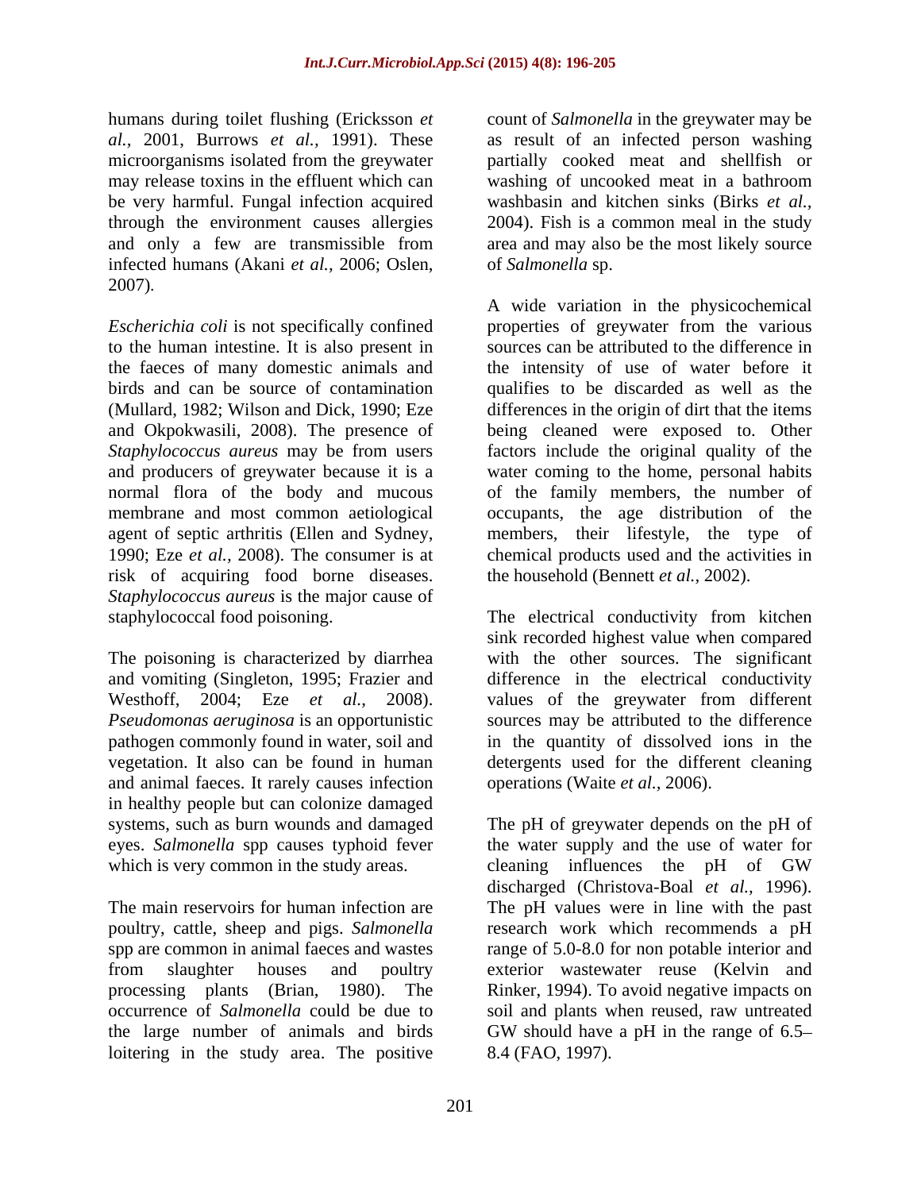humans during toilet flushing (Ericksson *et al.,* 2001, Burrows *et al.,* 1991). These microorganisms isolated from the greywater may release toxins in the effluent which can be very harmful. Fungal infection acquired through the environment causes allergies and only a few are transmissible from infected humans (Akani *et al.,* 2006; Oslen, 2007).

*Escherichia coli* is not specifically confined to the human intestine. It is also present in the faeces of many domestic animals and birds and can be source of contamination (Mullard, 1982; Wilson and Dick, 1990; Eze and Okpokwasili, 2008). The presence of *Staphylococcus aureus* may be from users and producers of greywater because it is a normal flora of the body and mucous membrane and most common aetiological agent of septic arthritis (Ellen and Sydney, 1990; Eze *et al.,* 2008). The consumer is at risk of acquiring food borne diseases. *Staphylococcus aureus* is the major cause of staphylococcal food poisoning.

The poisoning is characterized by diarrhea and vomiting (Singleton, 1995; Frazier and Westhoff, 2004; Eze *et al.,* 2008). *Pseudomonas aeruginosa* is an opportunistic pathogen commonly found in water, soil and vegetation. It also can be found in human and animal faeces. It rarely causes infection in healthy people but can colonize damaged systems, such as burn wounds and damaged eyes. *Salmonella* spp causes typhoid fever which is very common in the study areas.

The main reservoirs for human infection are poultry, cattle, sheep and pigs. *Salmonella* spp are common in animal faeces and wastes from slaughter houses and poultry processing plants (Brian, 1980). The occurrence of *Salmonella* could be due to the large number of animals and birds loitering in the study area. The positive count of *Salmonella* in the greywater may be as result of an infected person washing partially cooked meat and shellfish or washing of uncooked meat in a bathroom washbasin and kitchen sinks (Birks *et al.,* 2004). Fish is a common meal in the study area and may also be the most likely source of *Salmonella* sp.

A wide variation in the physicochemical properties of greywater from the various sources can be attributed to the difference in the intensity of use of water before it qualifies to be discarded as well as the differences in the origin of dirt that the items being cleaned were exposed to. Other factors include the original quality of the water coming to the home, personal habits of the family members, the number of occupants, the age distribution of the members, their lifestyle, the type of chemical products used and the activities in the household (Bennett *et al.,* 2002).

The electrical conductivity from kitchen sink recorded highest value when compared with the other sources. The significant difference in the electrical conductivity values of the greywater from different sources may be attributed to the difference in the quantity of dissolved ions in the detergents used for the different cleaning operations (Waite *et al.,* 2006).

The pH of greywater depends on the pH of the water supply and the use of water for cleaning influences the pH of GW discharged (Christova-Boal *et al.,* 1996). The pH values were in line with the past research work which recommends a pH range of 5.0-8.0 for non potable interior and exterior wastewater reuse (Kelvin and Rinker, 1994). To avoid negative impacts on soil and plants when reused, raw untreated GW should have a pH in the range of 6.5–8.4 (FAO, 1997).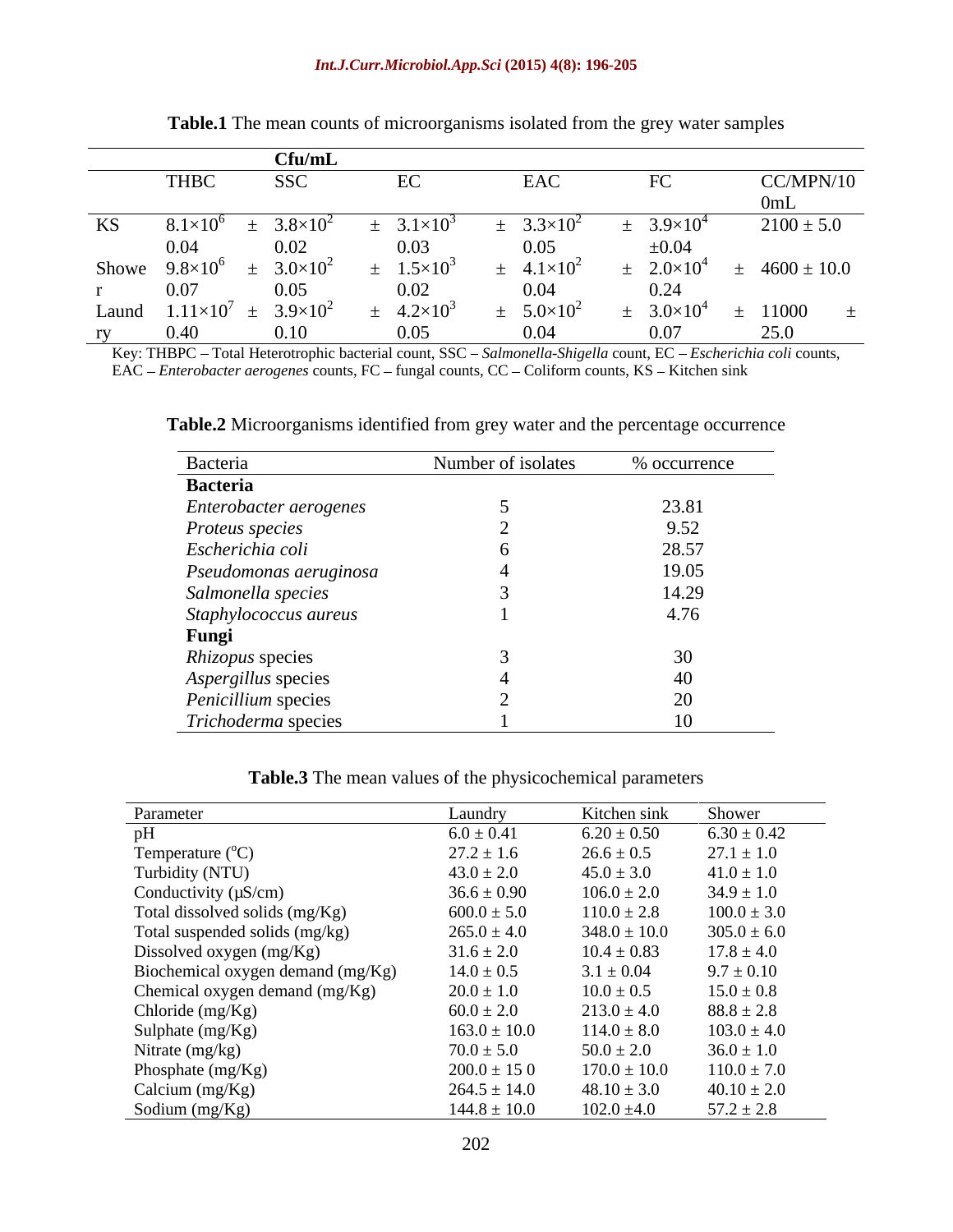**Table.1** The mean counts of microorganisms isolated from the grey water samples

| | Cfu/mL | | | | | |
|---|---|---|---|---|---|---|
| | THBC | SSC | EC | EAC | FC | CC/MPN/100mL |
| KS | $8.1\times10^6 \pm 0.04$ | $3.8\times10^2 \pm 0.02$ | $3.1\times10^3 \pm 0.03$ | $3.3\times10^2 \pm 0.05$ | $3.9\times10^4 \pm 0.04$ | $2100 \pm 5.0$ |
| Shower | $9.8\times10^6 \pm 0.07$ | $3.0\times10^2 \pm 0.05$ | $1.5\times10^3 \pm 0.02$ | $4.1\times10^2 \pm 0.04$ | $2.0\times10^4 \pm 0.24$ | $4600 \pm 10.0$ |
| Laundry | $1.11\times10^7 \pm 0.40$ | $3.9\times10^2 \pm 0.10$ | $4.2\times10^3 \pm 0.05$ | $5.0\times10^2 \pm 0.04$ | $3.0\times10^4 \pm 0.07$ | $11000 \pm 25.0$ |

Key: THBPC – Total Heterotrophic bacterial count, SSC – *Salmonella-Shigella* count, EC – *Escherichia coli* counts, EAC – *Enterobacter aerogenes* counts, FC – fungal counts, CC – Coliform counts, KS – Kitchen sink

**Table.2** Microorganisms identified from grey water and the percentage occurrence

| Bacteria | Number of isolates | % occurrence |
|---|---|---|
| **Bacteria** | | |
| *Enterobacter aerogenes* | 5 | 23.81 |
| *Proteus species* | 2 | 9.52 |
| *Escherichia coli* | 6 | 28.57 |
| *Pseudomonas aeruginosa* | 4 | 19.05 |
| *Salmonella species* | 3 | 14.29 |
| *Staphylococcus aureus* | 1 | 4.76 |
| **Fungi** | | |
| *Rhizopus* species | 3 | 30 |
| *Aspergillus* species | 4 | 40 |
| *Penicillium* species | 2 | 20 |
| *Trichoderma* species | 1 | 10 |

**Table.3** The mean values of the physicochemical parameters

| Parameter | Laundry | Kitchen sink | Shower |
|---|---|---|---|
| pH | $6.0 \pm 0.41$ | $6.20 \pm 0.50$ | $6.30 \pm 0.42$ |
| Temperature ($^o$C) | $27.2 \pm 1.6$ | $26.6 \pm 0.5$ | $27.1 \pm 1.0$ |
| Turbidity (NTU) | $43.0 \pm 2.0$ | $45.0 \pm 3.0$ | $41.0 \pm 1.0$ |
| Conductivity (µS/cm) | $36.6 \pm 0.90$ | $106.0 \pm 2.0$ | $34.9 \pm 1.0$ |
| Total dissolved solids (mg/Kg) | $600.0 \pm 5.0$ | $110.0 \pm 2.8$ | $100.0 \pm 3.0$ |
| Total suspended solids (mg/kg) | $265.0 \pm 4.0$ | $348.0 \pm 10.0$ | $305.0 \pm 6.0$ |
| Dissolved oxygen (mg/Kg) | $31.6 \pm 2.0$ | $10.4 \pm 0.83$ | $17.8 \pm 4.0$ |
| Biochemical oxygen demand (mg/Kg) | $14.0 \pm 0.5$ | $3.1 \pm 0.04$ | $9.7 \pm 0.10$ |
| Chemical oxygen demand (mg/Kg) | $20.0 \pm 1.0$ | $10.0 \pm 0.5$ | $15.0 \pm 0.8$ |
| Chloride (mg/Kg) | $60.0 \pm 2.0$ | $213.0 \pm 4.0$ | $88.8 \pm 2.8$ |
| Sulphate (mg/Kg) | $163.0 \pm 10.0$ | $114.0 \pm 8.0$ | $103.0 \pm 4.0$ |
| Nitrate (mg/kg) | $70.0 \pm 5.0$ | $50.0 \pm 2.0$ | $36.0 \pm 1.0$ |
| Phosphate (mg/Kg) | $200.0 \pm 15 0$ | $170.0 \pm 10.0$ | $110.0 \pm 7.0$ |
| Calcium (mg/Kg) | $264.5 \pm 14.0$ | $48.10 \pm 3.0$ | $40.10 \pm 2.0$ |
| Sodium (mg/Kg) | $144.8 \pm 10.0$ | $102.0 \pm 4.0$ | $57.2 \pm 2.8$ |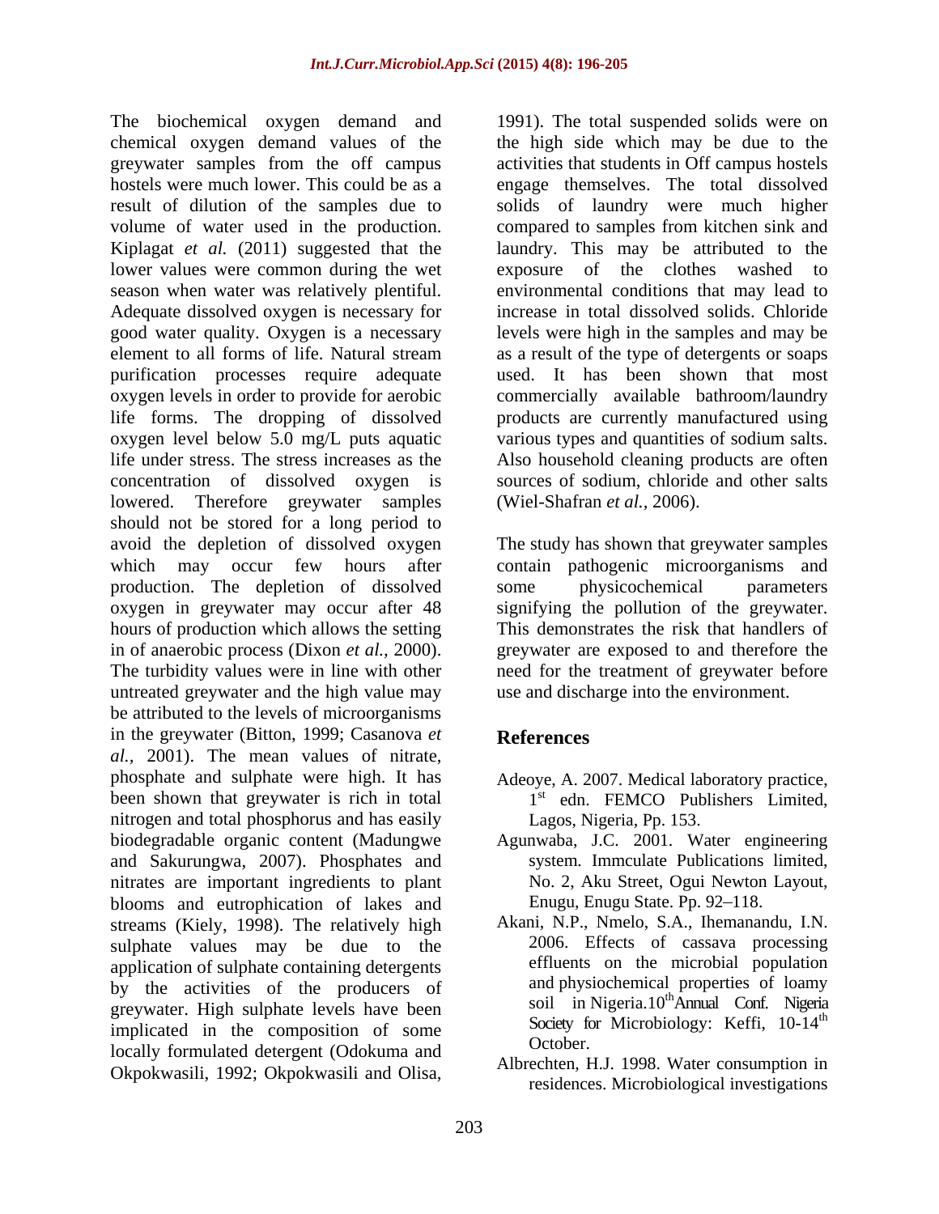The biochemical oxygen demand and chemical oxygen demand values of the greywater samples from the off campus hostels were much lower. This could be as a result of dilution of the samples due to volume of water used in the production. Kiplagat *et al.* (2011) suggested that the lower values were common during the wet season when water was relatively plentiful. Adequate dissolved oxygen is necessary for good water quality. Oxygen is a necessary element to all forms of life. Natural stream purification processes require adequate oxygen levels in order to provide for aerobic life forms. The dropping of dissolved oxygen level below 5.0 mg/L puts aquatic life under stress. The stress increases as the concentration of dissolved oxygen is lowered. Therefore greywater samples should not be stored for a long period to avoid the depletion of dissolved oxygen which may occur few hours after production. The depletion of dissolved oxygen in greywater may occur after 48 hours of production which allows the setting in of anaerobic process (Dixon *et al.,* 2000). The turbidity values were in line with other untreated greywater and the high value may be attributed to the levels of microorganisms in the greywater (Bitton, 1999; Casanova *et al.,* 2001). The mean values of nitrate, phosphate and sulphate were high. It has been shown that greywater is rich in total nitrogen and total phosphorus and has easily biodegradable organic content (Madungwe and Sakurungwa, 2007). Phosphates and nitrates are important ingredients to plant blooms and eutrophication of lakes and streams (Kiely, 1998). The relatively high sulphate values may be due to the application of sulphate containing detergents by the activities of the producers of greywater. High sulphate levels have been implicated in the composition of some locally formulated detergent (Odokuma and Okpokwasili, 1992; Okpokwasili and Olisa, 1991). The total suspended solids were on the high side which may be due to the activities that students in Off campus hostels engage themselves. The total dissolved solids of laundry were much higher compared to samples from kitchen sink and laundry. This may be attributed to the exposure of the clothes washed to environmental conditions that may lead to increase in total dissolved solids. Chloride levels were high in the samples and may be as a result of the type of detergents or soaps used. It has been shown that most commercially available bathroom/laundry products are currently manufactured using various types and quantities of sodium salts. Also household cleaning products are often sources of sodium, chloride and other salts (Wiel-Shafran *et al.,* 2006).

The study has shown that greywater samples contain pathogenic microorganisms and some physicochemical parameters signifying the pollution of the greywater. This demonstrates the risk that handlers of greywater are exposed to and therefore the need for the treatment of greywater before use and discharge into the environment.

## References

Adeoye, A. 2007. Medical laboratory practice, 1st edn. FEMCO Publishers Limited, Lagos, Nigeria, Pp. 153.

Agunwaba, J.C. 2001. Water engineering system. Immculate Publications limited, No. 2, Aku Street, Ogui Newton Layout, Enugu, Enugu State. Pp. 92–118.

Akani, N.P., Nmelo, S.A., Ihemanandu, I.N. 2006. Effects of cassava processing effluents on the microbial population and physiochemical properties of loamy soil in Nigeria.10th Annual Conf. Nigeria Society for Microbiology: Keffi, 10-14th October.

Albrechten, H.J. 1998. Water consumption in residences. Microbiological investigations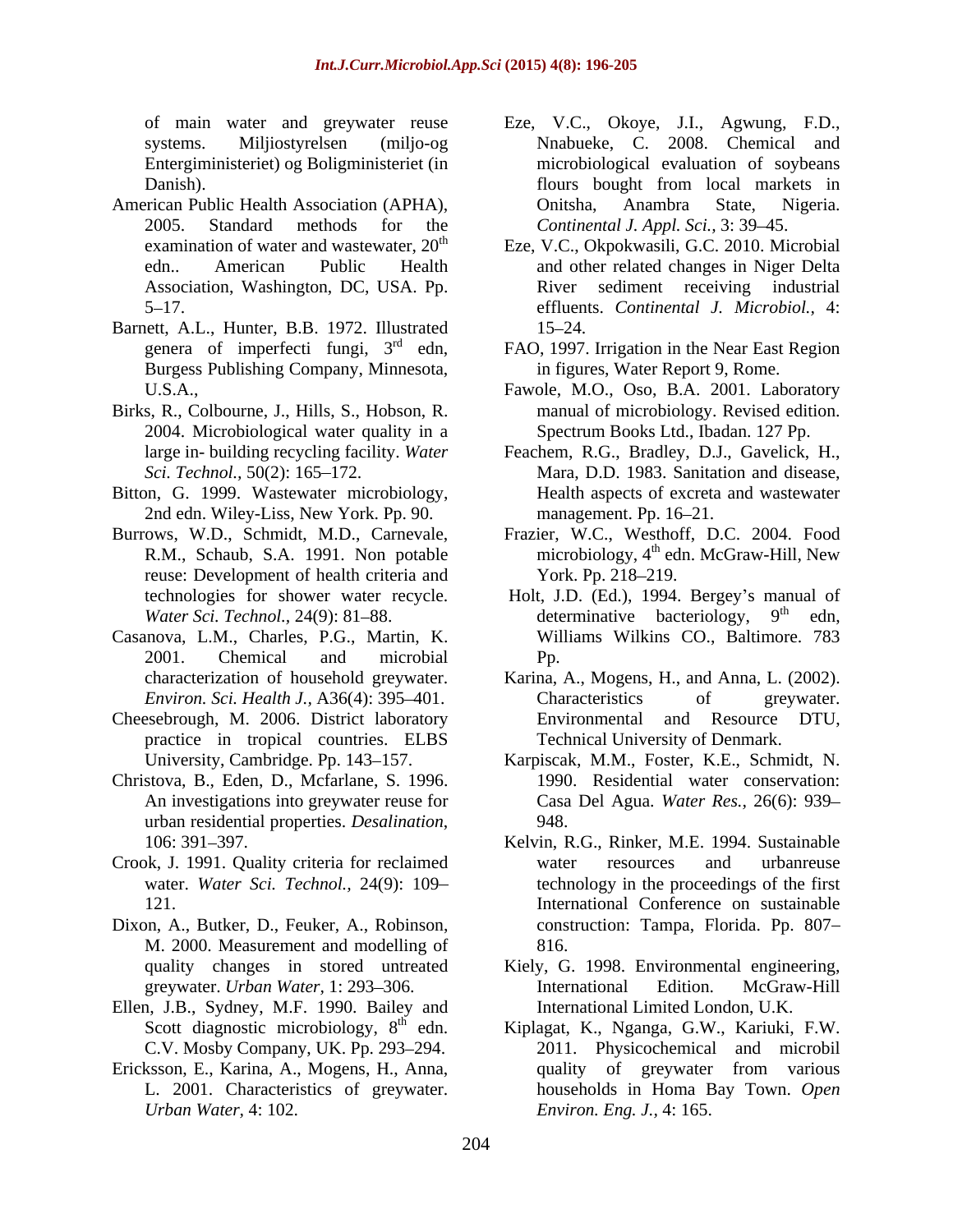of main water and greywater reuse systems. Miljiostyrelsen (miljo-og Entergiministeriet) og Boligministeriet (in Danish).

American Public Health Association (APHA), 2005. Standard methods for the examination of water and wastewater, 20th edn.. American Public Health Association, Washington, DC, USA. Pp. 5–17.

Barnett, A.L., Hunter, B.B. 1972. Illustrated genera of imperfecti fungi, 3rd edn, Burgess Publishing Company, Minnesota, U.S.A.,

Birks, R., Colbourne, J., Hills, S., Hobson, R. 2004. Microbiological water quality in a large in- building recycling facility. *Water Sci. Technol.,* 50(2): 165–172.

Bitton, G. 1999. Wastewater microbiology, 2nd edn. Wiley-Liss, New York. Pp. 90.

Burrows, W.D., Schmidt, M.D., Carnevale, R.M., Schaub, S.A. 1991. Non potable reuse: Development of health criteria and technologies for shower water recycle. *Water Sci. Technol.,* 24(9): 81–88.

Casanova, L.M., Charles, P.G., Martin, K. 2001. Chemical and microbial characterization of household greywater. *Environ. Sci. Health J.,* A36(4): 395–401.

Cheesebrough, M. 2006. District laboratory practice in tropical countries. ELBS University, Cambridge. Pp. 143–157.

Christova, B., Eden, D., Mcfarlane, S. 1996. An investigations into greywater reuse for urban residential properties. *Desalination*, 106: 391–397.

Crook, J. 1991. Quality criteria for reclaimed water. *Water Sci. Technol.,* 24(9): 109–121.

Dixon, A., Butker, D., Feuker, A., Robinson, M. 2000. Measurement and modelling of quality changes in stored untreated greywater. *Urban Water*, 1: 293–306.

Ellen, J.B., Sydney, M.F. 1990. Bailey and Scott diagnostic microbiology, 8th edn. C.V. Mosby Company, UK. Pp. 293–294.

Ericksson, E., Karina, A., Mogens, H., Anna, L. 2001. Characteristics of greywater. *Urban Water,* 4: 102.

Eze, V.C., Okoye, J.I., Agwung, F.D., Nnabueke, C. 2008. Chemical and microbiological evaluation of soybeans flours bought from local markets in Onitsha, Anambra State, Nigeria. *Continental J. Appl. Sci.,* 3: 39–45.

Eze, V.C., Okpokwasili, G.C. 2010. Microbial and other related changes in Niger Delta River sediment receiving industrial effluents. *Continental J. Microbiol.*, 4: 15–24.

FAO, 1997. Irrigation in the Near East Region in figures, Water Report 9, Rome.

Fawole, M.O., Oso, B.A. 2001. Laboratory manual of microbiology. Revised edition. Spectrum Books Ltd., Ibadan. 127 Pp.

Feachem, R.G., Bradley, D.J., Gavelick, H., Mara, D.D. 1983. Sanitation and disease, Health aspects of excreta and wastewater management. Pp. 16–21.

Frazier, W.C., Westhoff, D.C. 2004. Food microbiology, 4th edn. McGraw-Hill, New York. Pp. 218–219.

Holt, J.D. (Ed.), 1994. Bergey's manual of determinative bacteriology, 9th edn, Williams Wilkins CO., Baltimore. 783 Pp.

Karina, A., Mogens, H., and Anna, L. (2002). Characteristics of greywater. Environmental and Resource DTU, Technical University of Denmark.

Karpiscak, M.M., Foster, K.E., Schmidt, N. 1990. Residential water conservation: Casa Del Agua. *Water Res.*, 26(6): 939–948.

Kelvin, R.G., Rinker, M.E. 1994. Sustainable water resources and urbanreuse technology in the proceedings of the first International Conference on sustainable construction: Tampa, Florida. Pp. 807–816.

Kiely, G. 1998. Environmental engineering, International Edition. McGraw-Hill International Limited London, U.K.

Kiplagat, K., Nganga, G.W., Kariuki, F.W. 2011. Physicochemical and microbil quality of greywater from various households in Homa Bay Town. *Open Environ. Eng. J.,* 4: 165.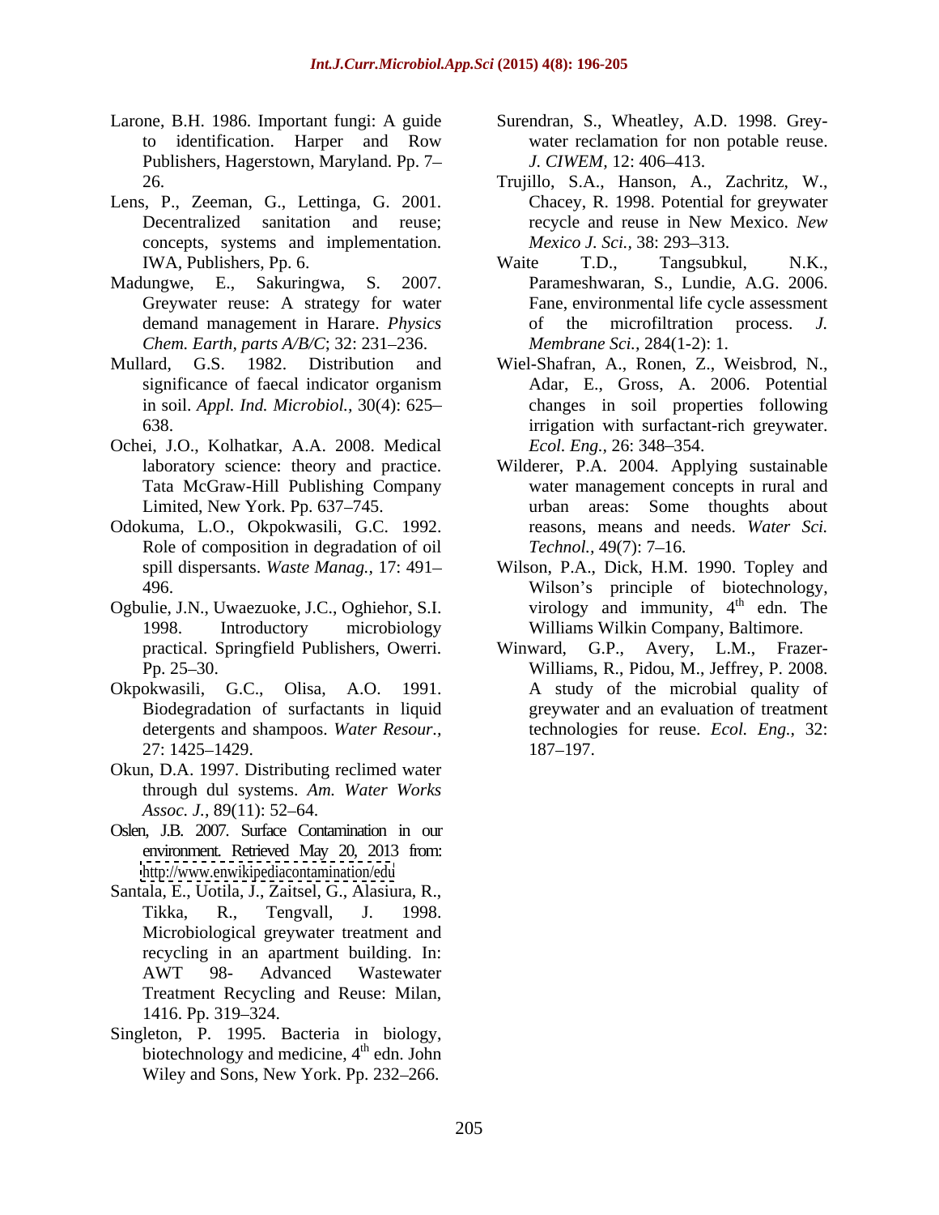Larone, B.H. 1986. Important fungi: A guide to identification. Harper and Row Publishers, Hagerstown, Maryland. Pp. 7–26.

Lens, P., Zeeman, G., Lettinga, G. 2001. Decentralized sanitation and reuse; concepts, systems and implementation. IWA, Publishers, Pp. 6.

Madungwe, E., Sakuringwa, S. 2007. Greywater reuse: A strategy for water demand management in Harare. *Physics Chem. Earth, parts A/B/C*; 32: 231–236.

Mullard, G.S. 1982. Distribution and significance of faecal indicator organism in soil. *Appl. Ind. Microbiol.*, 30(4): 625–638.

Ochei, J.O., Kolhatkar, A.A. 2008. Medical laboratory science: theory and practice. Tata McGraw-Hill Publishing Company Limited, New York. Pp. 637–745.

Odokuma, L.O., Okpokwasili, G.C. 1992. Role of composition in degradation of oil spill dispersants. *Waste Manag.*, 17: 491–496.

Ogbulie, J.N., Uwaezuoke, J.C., Oghiehor, S.I. 1998. Introductory microbiology practical. Springfield Publishers, Owerri. Pp. 25–30.

Okpokwasili, G.C., Olisa, A.O. 1991. Biodegradation of surfactants in liquid detergents and shampoos. *Water Resour.*, 27: 1425–1429.

Okun, D.A. 1997. Distributing reclimed water through dul systems. *Am. Water Works Assoc. J.*, 89(11): 52–64.

Oslen, J.B. 2007. Surface Contamination in our environment. Retrieved May 20, 2013 from: http://www.enwikipediacontamination/edu

Santala, E., Uotila, J., Zaitsel, G., Alasiura, R., Tikka, R., Tengvall, J. 1998. Microbiological greywater treatment and recycling in an apartment building. In: AWT 98- Advanced Wastewater Treatment Recycling and Reuse: Milan, 1416. Pp. 319–324.

Singleton, P. 1995. Bacteria in biology, biotechnology and medicine, 4th edn. John Wiley and Sons, New York. Pp. 232–266.

Surendran, S., Wheatley, A.D. 1998. Grey-water reclamation for non potable reuse. *J. CIWEM*, 12: 406–413.

Trujillo, S.A., Hanson, A., Zachritz, W., Chacey, R. 1998. Potential for greywater recycle and reuse in New Mexico. *New Mexico J. Sci.*, 38: 293–313.

Waite T.D., Tangsubkul, N.K., Parameshwaran, S., Lundie, A.G. 2006. Fane, environmental life cycle assessment of the microfiltration process. *J. Membrane Sci.*, 284(1-2): 1.

Wiel-Shafran, A., Ronen, Z., Weisbrod, N., Adar, E., Gross, A. 2006. Potential changes in soil properties following irrigation with surfactant-rich greywater. *Ecol. Eng.*, 26: 348–354.

Wilderer, P.A. 2004. Applying sustainable water management concepts in rural and urban areas: Some thoughts about reasons, means and needs. *Water Sci. Technol.*, 49(7): 7–16.

Wilson, P.A., Dick, H.M. 1990. Topley and Wilson's principle of biotechnology, virology and immunity, 4th edn. The Williams Wilkin Company, Baltimore.

Winward, G.P., Avery, L.M., Frazer-Williams, R., Pidou, M., Jeffrey, P. 2008. A study of the microbial quality of greywater and an evaluation of treatment technologies for reuse. *Ecol. Eng.*, 32: 187–197.